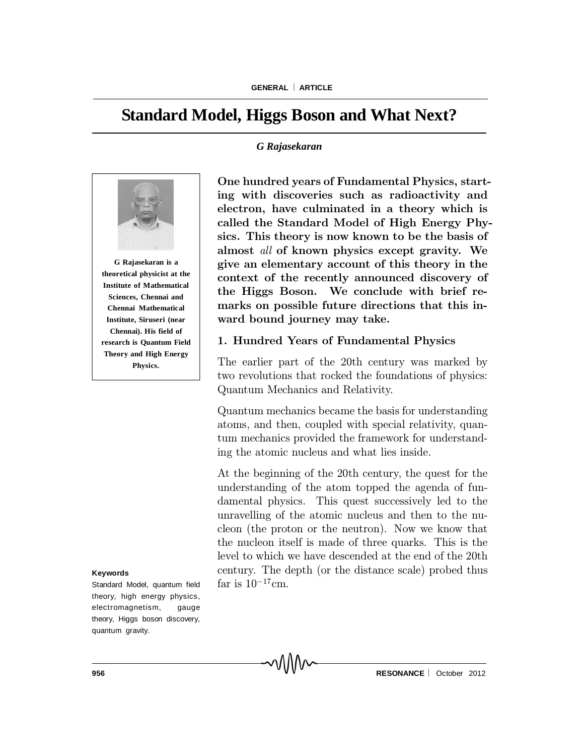GENERAL | ARTICLE

# Standard Model, Higgs Boson and What Next?

*G Rajasekaran*

**G Rajasekaran is a theoretical physicist at the Institute of Mathematical Sciences, Chennai and Chennai Mathematical Institute, Siruseri (near Chennai). His field of research is Quantum Field Theory and High Energy Physics.**

**One hundred years of Fundamental Physics, starting with discoveries such as radioactivity and electron, have culminated in a theory which is called the Standard Model of High Energy Physics. This theory is now known to be the basis of almost *all* of known physics except gravity. We give an elementary account of this theory in the context of the recently announced discovery of the Higgs Boson. We conclude with brief remarks on possible future directions that this inward bound journey may take.**

## 1. Hundred Years of Fundamental Physics

The earlier part of the 20th century was marked by two revolutions that rocked the foundations of physics: Quantum Mechanics and Relativity.

Quantum mechanics became the basis for understanding atoms, and then, coupled with special relativity, quantum mechanics provided the framework for understanding the atomic nucleus and what lies inside.

At the beginning of the 20th century, the quest for the understanding of the atom topped the agenda of fundamental physics. This quest successively led to the unravelling of the atomic nucleus and then to the nucleon (the proton or the neutron). Now we know that the nucleon itself is made of three quarks. This is the level to which we have descended at the end of the 20th century. The depth (or the distance scale) probed thus far is $10^{-17}$cm.

**Keywords**

Standard Model, quantum field theory, high energy physics, electromagnetism, gauge theory, Higgs boson discovery, quantum gravity.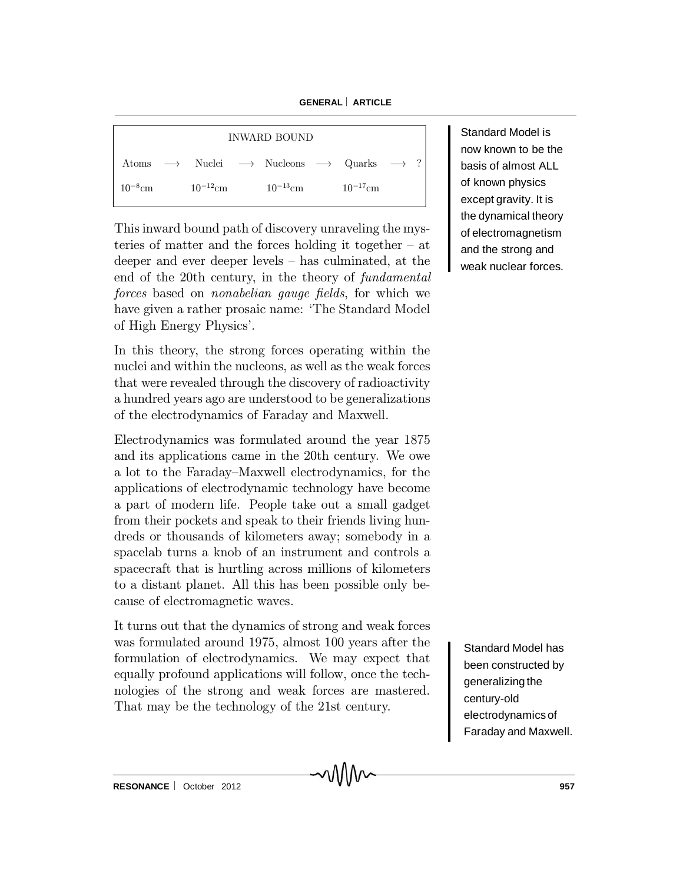| INWARD BOUND | | | | | | | | |
|---|---|---|---|---|---|---|---|---|
| Atoms | $\longrightarrow$ | Nuclei | $\longrightarrow$ | Nucleons | $\longrightarrow$ | Quarks | $\longrightarrow$ | ? |
| $10^{-8}$cm | | $10^{-12}$cm | | $10^{-13}$cm | | $10^{-17}$cm | | |

This inward bound path of discovery unraveling the mysteries of matter and the forces holding it together – at deeper and ever deeper levels – has culminated, at the end of the 20th century, in the theory of *fundamental forces* based on *nonabelian gauge fields*, for which we have given a rather prosaic name: 'The Standard Model of High Energy Physics'.

Standard Model is now known to be the basis of almost ALL of known physics except gravity. It is the dynamical theory of electromagnetism and the strong and weak nuclear forces.

In this theory, the strong forces operating within the nuclei and within the nucleons, as well as the weak forces that were revealed through the discovery of radioactivity a hundred years ago are understood to be generalizations of the electrodynamics of Faraday and Maxwell.

Electrodynamics was formulated around the year 1875 and its applications came in the 20th century. We owe a lot to the Faraday–Maxwell electrodynamics, for the applications of electrodynamic technology have become a part of modern life. People take out a small gadget from their pockets and speak to their friends living hundreds or thousands of kilometers away; somebody in a spacelab turns a knob of an instrument and controls a spacecraft that is hurtling across millions of kilometers to a distant planet. All this has been possible only because of electromagnetic waves.

It turns out that the dynamics of strong and weak forces was formulated around 1975, almost 100 years after the formulation of electrodynamics. We may expect that equally profound applications will follow, once the technologies of the strong and weak forces are mastered. That may be the technology of the 21st century.

Standard Model has been constructed by generalizing the century-old electrodynamics of Faraday and Maxwell.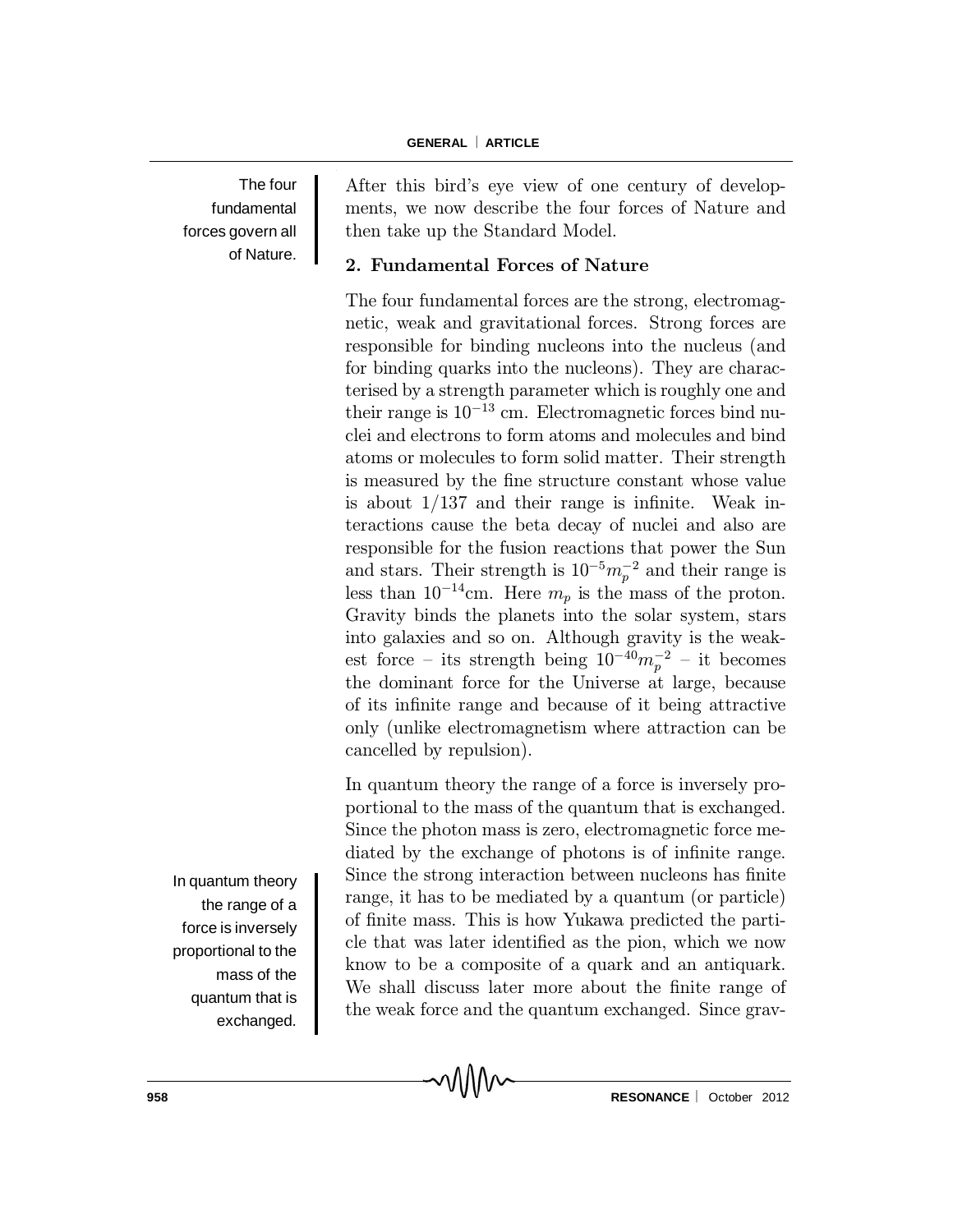The four fundamental forces govern all of Nature.

After this bird's eye view of one century of developments, we now describe the four forces of Nature and then take up the Standard Model.

## 2. Fundamental Forces of Nature

The four fundamental forces are the strong, electromagnetic, weak and gravitational forces. Strong forces are responsible for binding nucleons into the nucleus (and for binding quarks into the nucleons). They are characterised by a strength parameter which is roughly one and their range is $10^{-13}$ cm. Electromagnetic forces bind nuclei and electrons to form atoms and molecules and bind atoms or molecules to form solid matter. Their strength is measured by the fine structure constant whose value is about $1/137$ and their range is infinite. Weak interactions cause the beta decay of nuclei and also are responsible for the fusion reactions that power the Sun and stars. Their strength is $10^{-5} m_p^{-2}$ and their range is less than $10^{-14}$cm. Here $m_p$ is the mass of the proton. Gravity binds the planets into the solar system, stars into galaxies and so on. Although gravity is the weakest force – its strength being $10^{-40} m_p^{-2}$ – it becomes the dominant force for the Universe at large, because of its infinite range and because of it being attractive only (unlike electromagnetism where attraction can be cancelled by repulsion).

In quantum theory the range of a force is inversely proportional to the mass of the quantum that is exchanged.

In quantum theory the range of a force is inversely proportional to the mass of the quantum that is exchanged. Since the photon mass is zero, electromagnetic force mediated by the exchange of photons is of infinite range. Since the strong interaction between nucleons has finite range, it has to be mediated by a quantum (or particle) of finite mass. This is how Yukawa predicted the particle that was later identified as the pion, which we now know to be a composite of a quark and an antiquark. We shall discuss later more about the finite range of the weak force and the quantum exchanged. Since grav-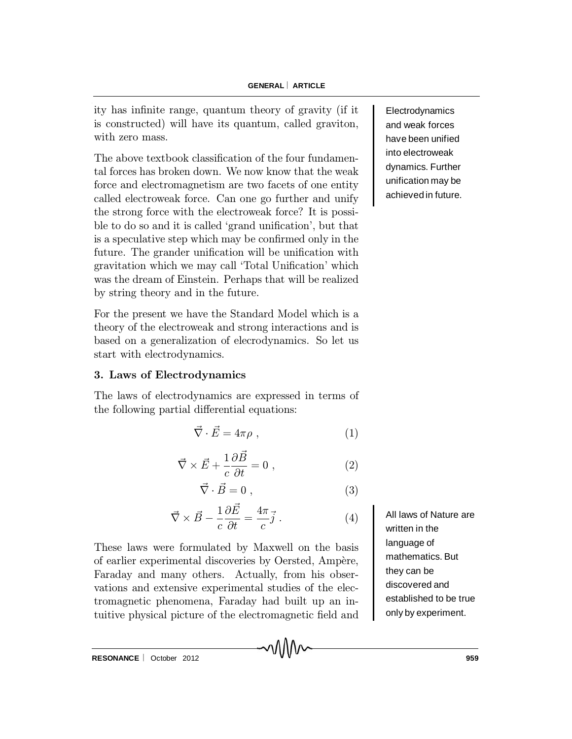ity has infinite range, quantum theory of gravity (if it is constructed) will have its quantum, called graviton, with zero mass.

The above textbook classification of the four fundamental forces has broken down. We now know that the weak force and electromagnetism are two facets of one entity called electroweak force. Can one go further and unify the strong force with the electroweak force? It is possible to do so and it is called 'grand unification', but that is a speculative step which may be confirmed only in the future. The grander unification will be unification with gravitation which we may call 'Total Unification' which was the dream of Einstein. Perhaps that will be realized by string theory and in the future.

Electrodynamics and weak forces have been unified into electroweak dynamics. Further unification may be achieved in future.

For the present we have the Standard Model which is a theory of the electroweak and strong interactions and is based on a generalization of elecrodynamics. So let us start with electrodynamics.

### 3. Laws of Electrodynamics

The laws of electrodynamics are expressed in terms of the following partial differential equations:

$$\vec{\nabla} \cdot \vec{E} = 4\pi\rho \ , \tag{1}$$

$$\vec{\nabla} \times \vec{E} + \frac{1}{c}\frac{\partial \vec{B}}{\partial t} = 0 \ , \tag{2}$$

$$\vec{\nabla} \cdot \vec{B} = 0 \ , \tag{3}$$

$$\vec{\nabla} \times \vec{B} - \frac{1}{c}\frac{\partial \vec{E}}{\partial t} = \frac{4\pi}{c}\vec{j} \ . \tag{4}$$

All laws of Nature are written in the language of mathematics. But they can be discovered and established to be true only by experiment.

These laws were formulated by Maxwell on the basis of earlier experimental discoveries by Oersted, Ampère, Faraday and many others. Actually, from his observations and extensive experimental studies of the electromagnetic phenomena, Faraday had built up an intuitive physical picture of the electromagnetic field and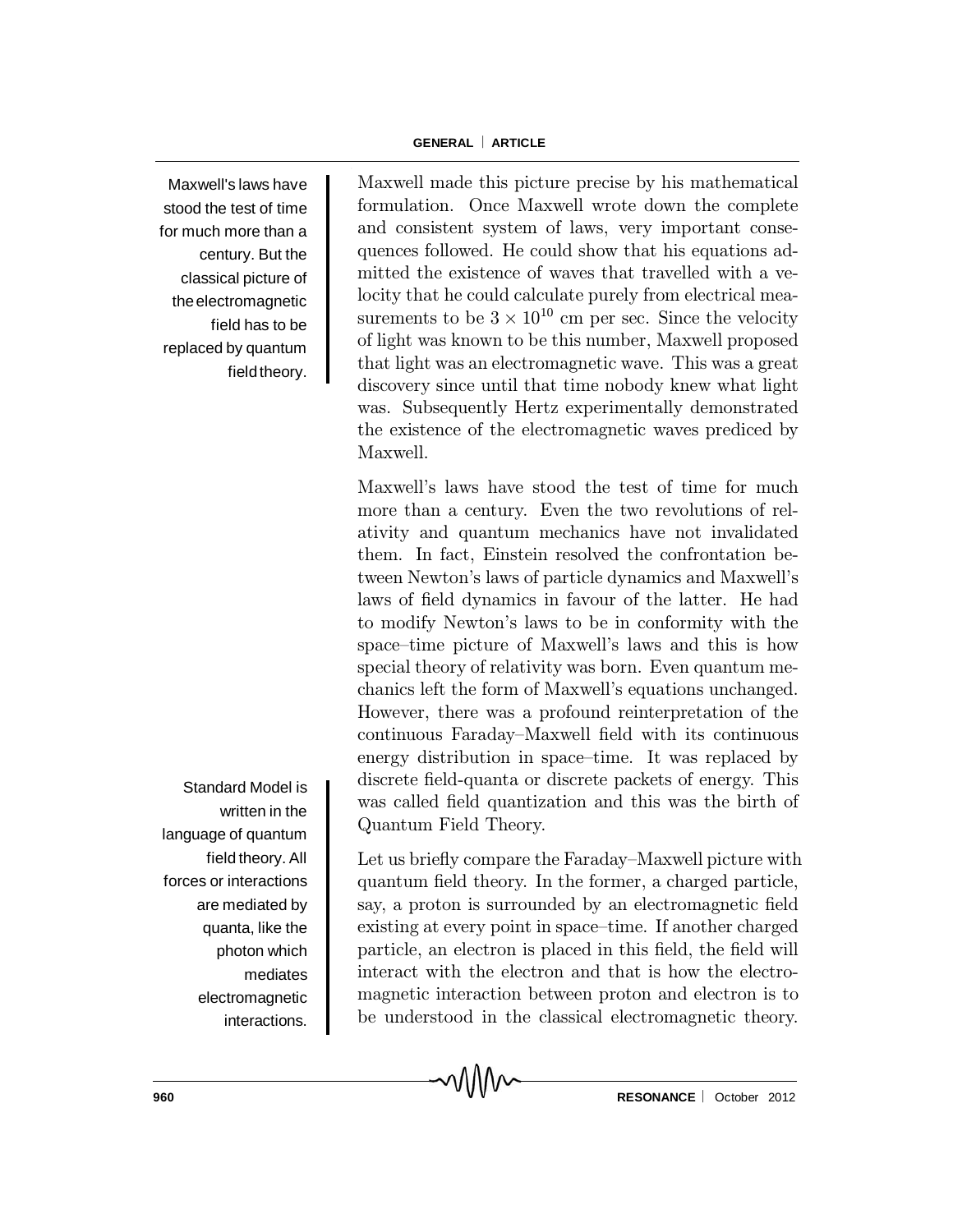Maxwell's laws have stood the test of time for much more than a century. But the classical picture of the electromagnetic field has to be replaced by quantum field theory.

Maxwell made this picture precise by his mathematical formulation. Once Maxwell wrote down the complete and consistent system of laws, very important consequences followed. He could show that his equations admitted the existence of waves that travelled with a velocity that he could calculate purely from electrical measurements to be $3 \times 10^{10}$ cm per sec. Since the velocity of light was known to be this number, Maxwell proposed that light was an electromagnetic wave. This was a great discovery since until that time nobody knew what light was. Subsequently Hertz experimentally demonstrated the existence of the electromagnetic waves prediced by Maxwell.

Maxwell's laws have stood the test of time for much more than a century. Even the two revolutions of relativity and quantum mechanics have not invalidated them. In fact, Einstein resolved the confrontation between Newton's laws of particle dynamics and Maxwell's laws of field dynamics in favour of the latter. He had to modify Newton's laws to be in conformity with the space–time picture of Maxwell's laws and this is how special theory of relativity was born. Even quantum mechanics left the form of Maxwell's equations unchanged. However, there was a profound reinterpretation of the continuous Faraday–Maxwell field with its continuous energy distribution in space–time. It was replaced by discrete field-quanta or discrete packets of energy. This was called field quantization and this was the birth of Quantum Field Theory.

Standard Model is written in the language of quantum field theory. All forces or interactions are mediated by quanta, like the photon which mediates electromagnetic interactions.

Let us briefly compare the Faraday–Maxwell picture with quantum field theory. In the former, a charged particle, say, a proton is surrounded by an electromagnetic field existing at every point in space–time. If another charged particle, an electron is placed in this field, the field will interact with the electron and that is how the electromagnetic interaction between proton and electron is to be understood in the classical electromagnetic theory.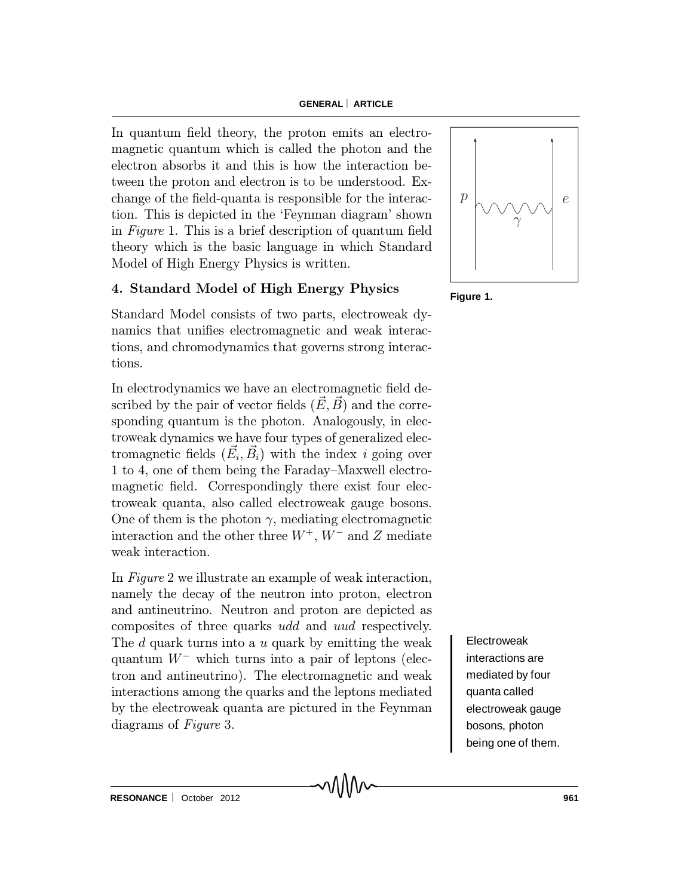In quantum field theory, the proton emits an electromagnetic quantum which is called the photon and the electron absorbs it and this is how the interaction between the proton and electron is to be understood. Exchange of the field-quanta is responsible for the interaction. This is depicted in the 'Feynman diagram' shown in *Figure* 1. This is a brief description of quantum field theory which is the basic language in which Standard Model of High Energy Physics is written.

**Figure 1.**

## 4. Standard Model of High Energy Physics

Standard Model consists of two parts, electroweak dynamics that unifies electromagnetic and weak interactions, and chromodynamics that governs strong interactions.

In electrodynamics we have an electromagnetic field described by the pair of vector fields $(\vec{E}, \vec{B})$ and the corresponding quantum is the photon. Analogously, in electroweak dynamics we have four types of generalized electromagnetic fields $(\vec{E}_i, \vec{B}_i)$ with the index $i$ going over 1 to 4, one of them being the Faraday–Maxwell electromagnetic field. Correspondingly there exist four electroweak quanta, also called electroweak gauge bosons. One of them is the photon $\gamma$, mediating electromagnetic interaction and the other three $W^+$, $W^-$ and $Z$ mediate weak interaction.

In *Figure* 2 we illustrate an example of weak interaction, namely the decay of the neutron into proton, electron and antineutrino. Neutron and proton are depicted as composites of three quarks *udd* and *uud* respectively. The $d$ quark turns into a $u$ quark by emitting the weak quantum $W^-$ which turns into a pair of leptons (electron and antineutrino). The electromagnetic and weak interactions among the quarks and the leptons mediated by the electroweak quanta are pictured in the Feynman diagrams of *Figure* 3.

Electroweak interactions are mediated by four quanta called electroweak gauge bosons, photon being one of them.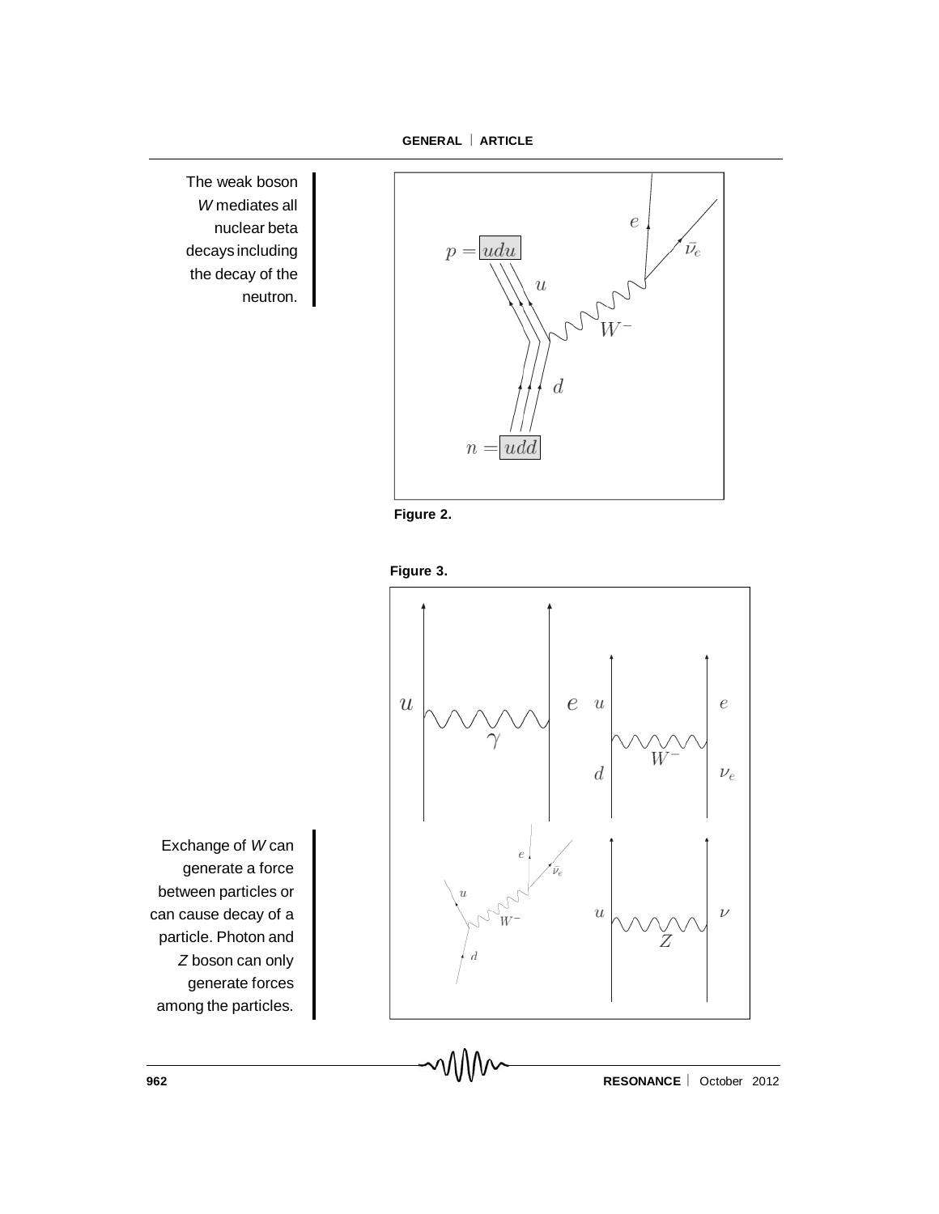The weak boson $W$ mediates all nuclear beta decays including the decay of the neutron.

Figure 2.

Figure 3.

Exchange of $W$ can generate a force between particles or can cause decay of a particle. Photon and $Z$ boson can only generate forces among the particles.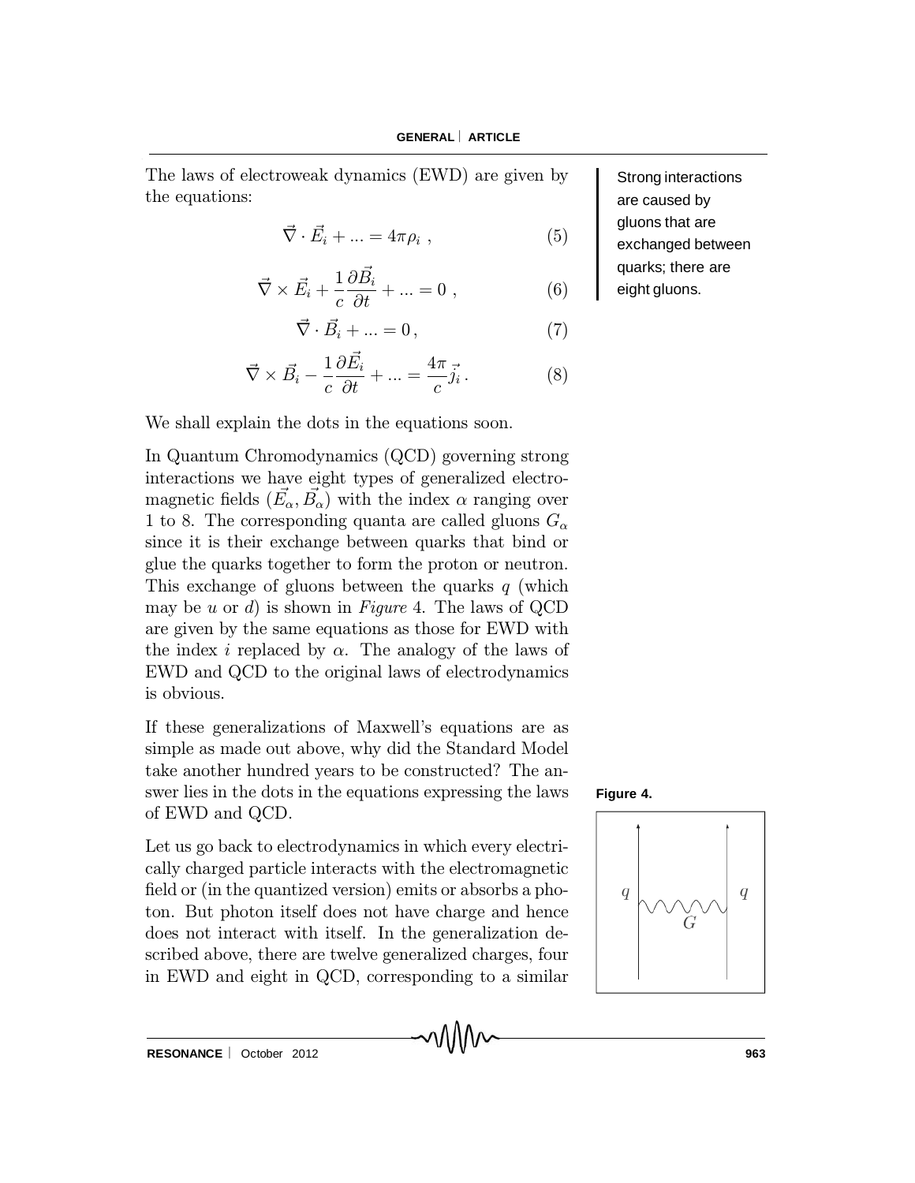The laws of electroweak dynamics (EWD) are given by the equations:

$$\vec{\nabla} \cdot \vec{E}_i + ... = 4\pi\rho_i \ , \tag{5}$$

$$\vec{\nabla} \times \vec{E}_i + \frac{1}{c}\frac{\partial \vec{B}_i}{\partial t} + ... = 0 \ , \tag{6}$$

$$\vec{\nabla} \cdot \vec{B}_i + ... = 0 \, , \tag{7}$$

$$\vec{\nabla} \times \vec{B}_i - \frac{1}{c}\frac{\partial \vec{E}_i}{\partial t} + ... = \frac{4\pi}{c}\vec{j}_i \, . \tag{8}$$

We shall explain the dots in the equations soon.

Strong interactions are caused by gluons that are exchanged between quarks; there are eight gluons.

In Quantum Chromodynamics (QCD) governing strong interactions we have eight types of generalized electromagnetic fields $(\vec{E}_\alpha, \vec{B}_\alpha)$ with the index $\alpha$ ranging over 1 to 8. The corresponding quanta are called gluons $G_\alpha$ since it is their exchange between quarks that bind or glue the quarks together to form the proton or neutron. This exchange of gluons between the quarks $q$ (which may be $u$ or $d$) is shown in *Figure* 4. The laws of QCD are given by the same equations as those for EWD with the index $i$ replaced by $\alpha$. The analogy of the laws of EWD and QCD to the original laws of electrodynamics is obvious.

If these generalizations of Maxwell's equations are as simple as made out above, why did the Standard Model take another hundred years to be constructed? The answer lies in the dots in the equations expressing the laws of EWD and QCD.

**Figure 4.**

Let us go back to electrodynamics in which every electrically charged particle interacts with the electromagnetic field or (in the quantized version) emits or absorbs a photon. But photon itself does not have charge and hence does not interact with itself. In the generalization described above, there are twelve generalized charges, four in EWD and eight in QCD, corresponding to a similar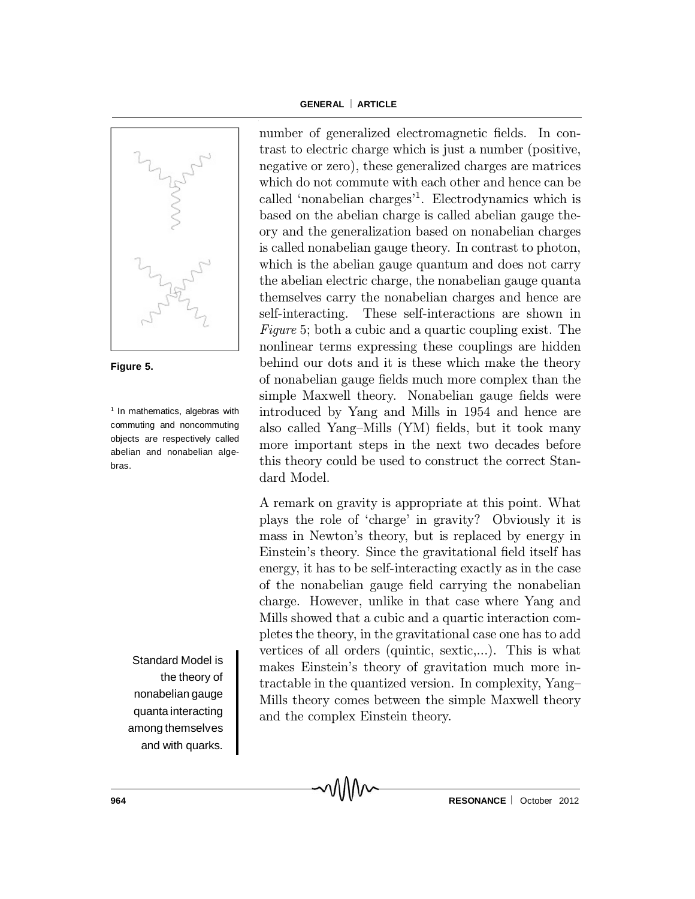number of generalized electromagnetic fields. In contrast to electric charge which is just a number (positive, negative or zero), these generalized charges are matrices which do not commute with each other and hence can be called 'nonabelian charges'[1]. Electrodynamics which is based on the abelian charge is called abelian gauge theory and the generalization based on nonabelian charges is called nonabelian gauge theory. In contrast to photon, which is the abelian gauge quantum and does not carry the abelian electric charge, the nonabelian gauge quanta themselves carry the nonabelian charges and hence are self-interacting. These self-interactions are shown in *Figure* 5; both a cubic and a quartic coupling exist. The nonlinear terms expressing these couplings are hidden behind our dots and it is these which make the theory of nonabelian gauge fields much more complex than the simple Maxwell theory. Nonabelian gauge fields were introduced by Yang and Mills in 1954 and hence are also called Yang–Mills (YM) fields, but it took many more important steps in the next two decades before this theory could be used to construct the correct Standard Model.

**Figure 5.**

[1] In mathematics, algebras with commuting and noncommuting objects are respectively called abelian and nonabelian algebras.

A remark on gravity is appropriate at this point. What plays the role of 'charge' in gravity? Obviously it is mass in Newton's theory, but is replaced by energy in Einstein's theory. Since the gravitational field itself has energy, it has to be self-interacting exactly as in the case of the nonabelian gauge field carrying the nonabelian charge. However, unlike in that case where Yang and Mills showed that a cubic and a quartic interaction completes the theory, in the gravitational case one has to add vertices of all orders (quintic, sextic,...). This is what makes Einstein's theory of gravitation much more intractable in the quantized version. In complexity, Yang–Mills theory comes between the simple Maxwell theory and the complex Einstein theory.

Standard Model is the theory of nonabelian gauge quanta interacting among themselves and with quarks.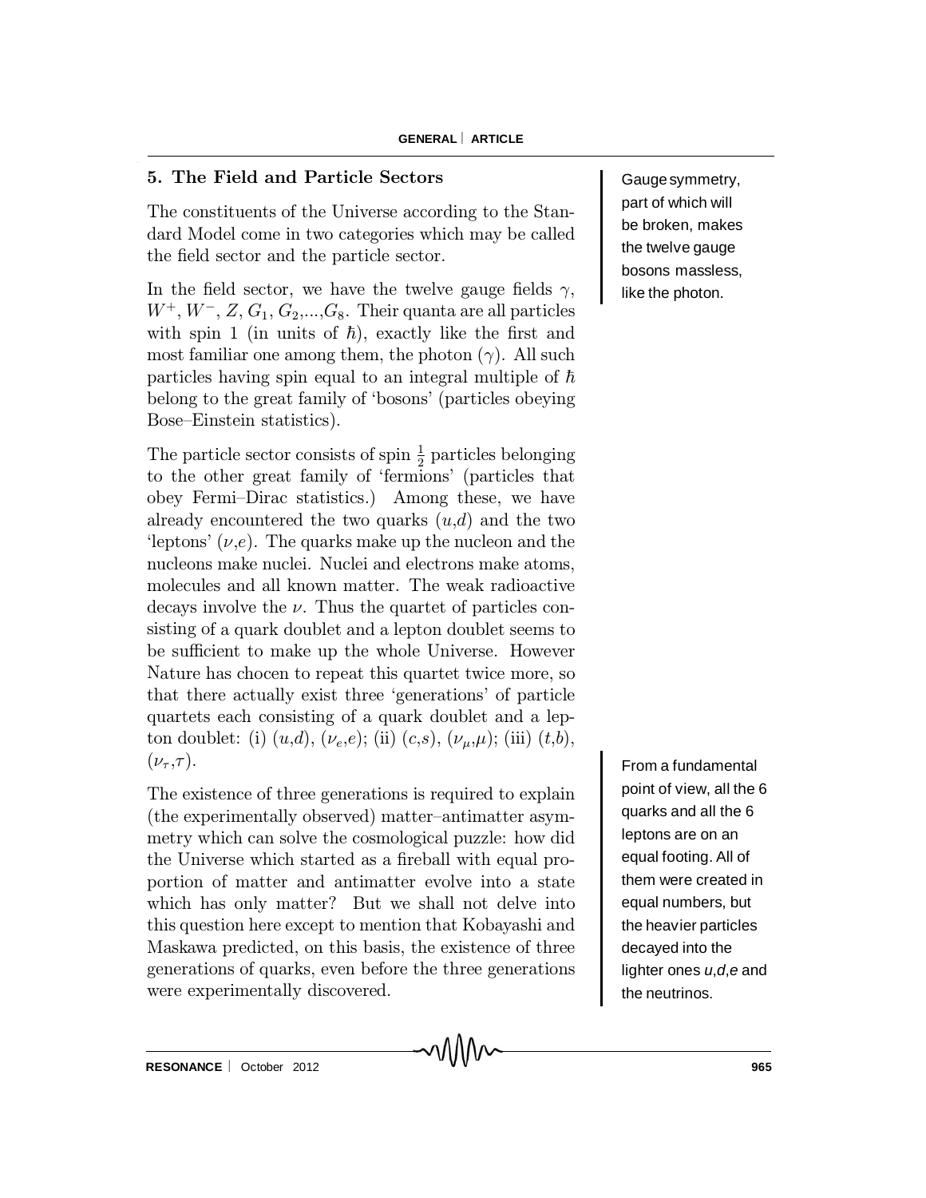## 5. The Field and Particle Sectors

The constituents of the Universe according to the Standard Model come in two categories which may be called the field sector and the particle sector.

In the field sector, we have the twelve gauge fields $\gamma$, $W^+$, $W^-$, $Z$, $G_1$, $G_2$,...,$G_8$. Their quanta are all particles with spin 1 (in units of $\hbar$), exactly like the first and most familiar one among them, the photon ($\gamma$). All such particles having spin equal to an integral multiple of $\hbar$ belong to the great family of 'bosons' (particles obeying Bose–Einstein statistics).

Gauge symmetry, part of which will be broken, makes the twelve gauge bosons massless, like the photon.

The particle sector consists of spin $\frac{1}{2}$ particles belonging to the other great family of 'fermions' (particles that obey Fermi–Dirac statistics.) Among these, we have already encountered the two quarks ($u$,$d$) and the two 'leptons' ($\nu$,$e$). The quarks make up the nucleon and the nucleons make nuclei. Nuclei and electrons make atoms, molecules and all known matter. The weak radioactive decays involve the $\nu$. Thus the quartet of particles consisting of a quark doublet and a lepton doublet seems to be sufficient to make up the whole Universe. However Nature has chocen to repeat this quartet twice more, so that there actually exist three 'generations' of particle quartets each consisting of a quark doublet and a lepton doublet: (i) ($u$,$d$), ($\nu_e$,$e$); (ii) ($c$,$s$), ($\nu_\mu$,$\mu$); (iii) ($t$,$b$), ($\nu_\tau$,$\tau$).

From a fundamental point of view, all the 6 quarks and all the 6 leptons are on an equal footing. All of them were created in equal numbers, but the heavier particles decayed into the lighter ones $u$,$d$,$e$ and the neutrinos.

The existence of three generations is required to explain (the experimentally observed) matter–antimatter asymmetry which can solve the cosmological puzzle: how did the Universe which started as a fireball with equal proportion of matter and antimatter evolve into a state which has only matter? But we shall not delve into this question here except to mention that Kobayashi and Maskawa predicted, on this basis, the existence of three generations of quarks, even before the three generations were experimentally discovered.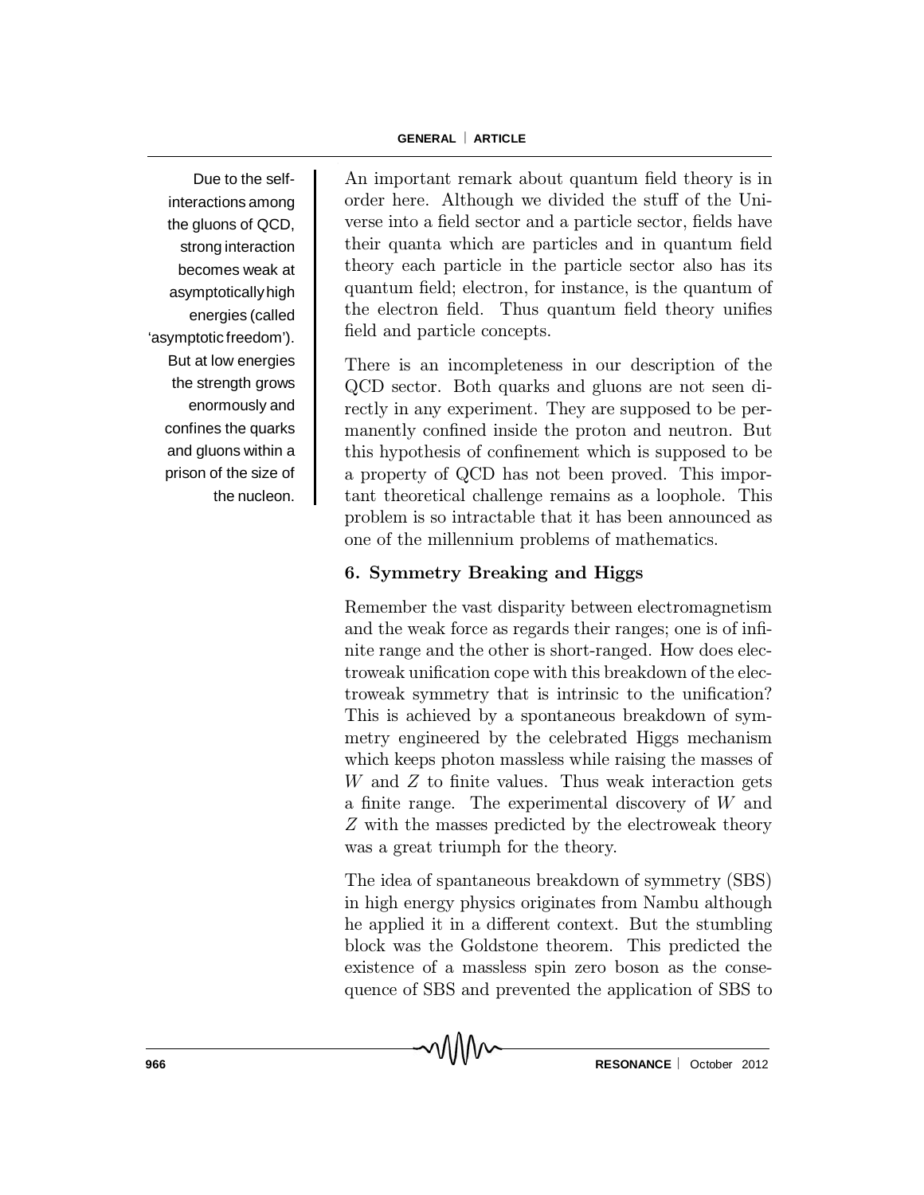An important remark about quantum field theory is in order here. Although we divided the stuff of the Universe into a field sector and a particle sector, fields have their quanta which are particles and in quantum field theory each particle in the particle sector also has its quantum field; electron, for instance, is the quantum of the electron field. Thus quantum field theory unifies field and particle concepts.

Due to the self-interactions among the gluons of QCD, strong interaction becomes weak at asymptotically high energies (called 'asymptotic freedom'). But at low energies the strength grows enormously and confines the quarks and gluons within a prison of the size of the nucleon.

There is an incompleteness in our description of the QCD sector. Both quarks and gluons are not seen directly in any experiment. They are supposed to be permanently confined inside the proton and neutron. But this hypothesis of confinement which is supposed to be a property of QCD has not been proved. This important theoretical challenge remains as a loophole. This problem is so intractable that it has been announced as one of the millennium problems of mathematics.

## 6. Symmetry Breaking and Higgs

Remember the vast disparity between electromagnetism and the weak force as regards their ranges; one is of infinite range and the other is short-ranged. How does electroweak unification cope with this breakdown of the electroweak symmetry that is intrinsic to the unification? This is achieved by a spontaneous breakdown of symmetry engineered by the celebrated Higgs mechanism which keeps photon massless while raising the masses of $W$ and $Z$ to finite values. Thus weak interaction gets a finite range. The experimental discovery of $W$ and $Z$ with the masses predicted by the electroweak theory was a great triumph for the theory.

The idea of spantaneous breakdown of symmetry (SBS) in high energy physics originates from Nambu although he applied it in a different context. But the stumbling block was the Goldstone theorem. This predicted the existence of a massless spin zero boson as the consequence of SBS and prevented the application of SBS to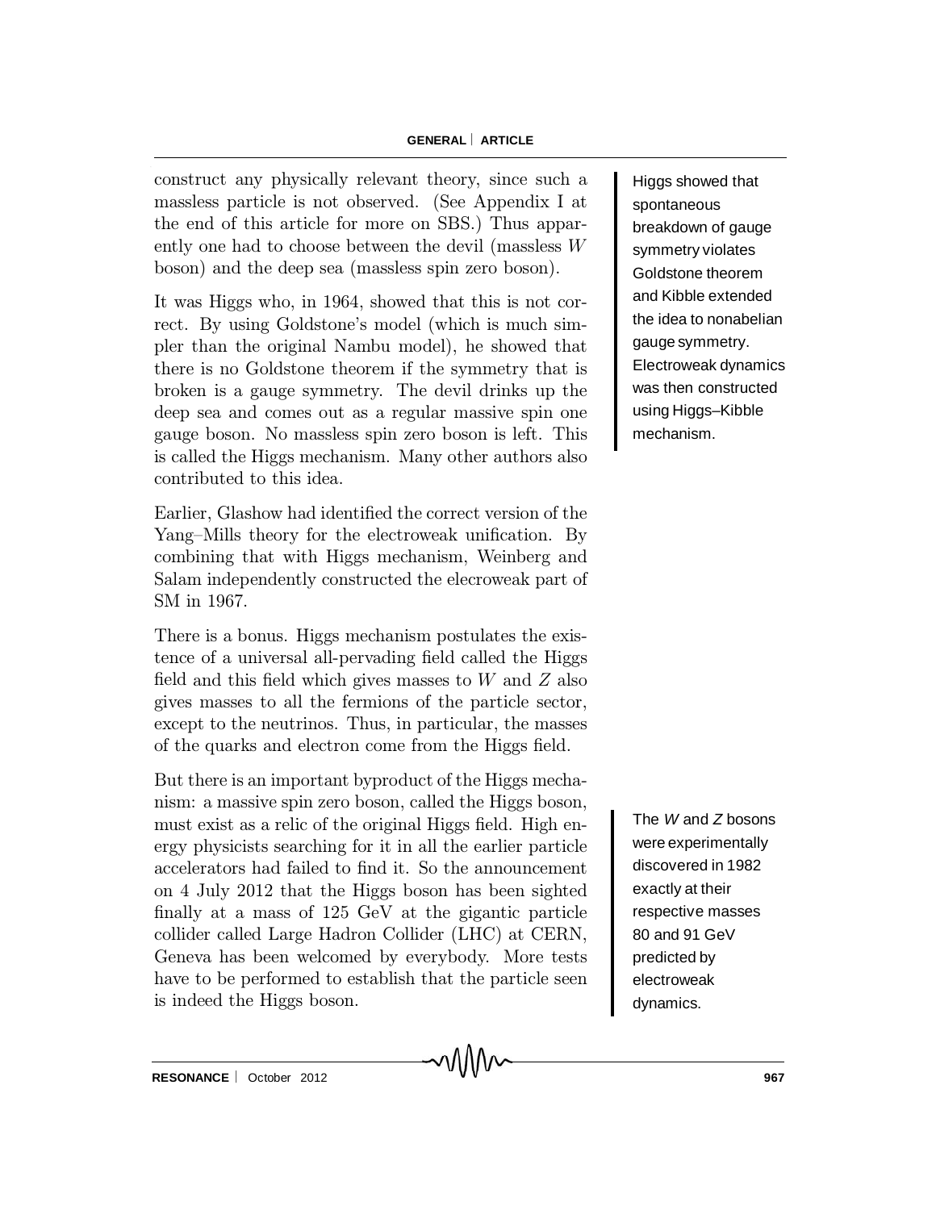construct any physically relevant theory, since such a massless particle is not observed. (See Appendix I at the end of this article for more on SBS.) Thus apparently one had to choose between the devil (massless $W$ boson) and the deep sea (massless spin zero boson).

It was Higgs who, in 1964, showed that this is not correct. By using Goldstone's model (which is much simpler than the original Nambu model), he showed that there is no Goldstone theorem if the symmetry that is broken is a gauge symmetry. The devil drinks up the deep sea and comes out as a regular massive spin one gauge boson. No massless spin zero boson is left. This is called the Higgs mechanism. Many other authors also contributed to this idea.

Higgs showed that spontaneous breakdown of gauge symmetry violates Goldstone theorem and Kibble extended the idea to nonabelian gauge symmetry. Electroweak dynamics was then constructed using Higgs–Kibble mechanism.

Earlier, Glashow had identified the correct version of the Yang–Mills theory for the electroweak unification. By combining that with Higgs mechanism, Weinberg and Salam independently constructed the elecroweak part of SM in 1967.

There is a bonus. Higgs mechanism postulates the existence of a universal all-pervading field called the Higgs field and this field which gives masses to $W$ and $Z$ also gives masses to all the fermions of the particle sector, except to the neutrinos. Thus, in particular, the masses of the quarks and electron come from the Higgs field.

But there is an important byproduct of the Higgs mechanism: a massive spin zero boson, called the Higgs boson, must exist as a relic of the original Higgs field. High energy physicists searching for it in all the earlier particle accelerators had failed to find it. So the announcement on 4 July 2012 that the Higgs boson has been sighted finally at a mass of 125 GeV at the gigantic particle collider called Large Hadron Collider (LHC) at CERN, Geneva has been welcomed by everybody. More tests have to be performed to establish that the particle seen is indeed the Higgs boson.

The $W$ and $Z$ bosons were experimentally discovered in 1982 exactly at their respective masses 80 and 91 GeV predicted by electroweak dynamics.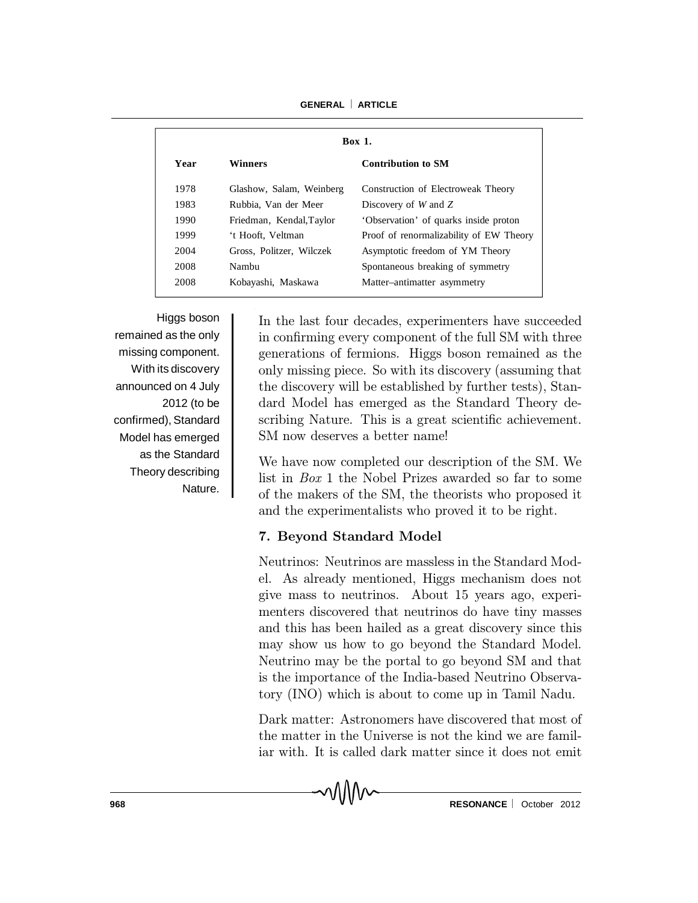**Box 1.**

| Year | Winners | Contribution to SM |
|---|---|---|
| 1978 | Glashow, Salam, Weinberg | Construction of Electroweak Theory |
| 1983 | Rubbia, Van der Meer | Discovery of $W$ and $Z$ |
| 1990 | Friedman, Kendal,Taylor | 'Observation' of quarks inside proton |
| 1999 | 't Hooft, Veltman | Proof of renormalizability of EW Theory |
| 2004 | Gross, Politzer, Wilczek | Asymptotic freedom of YM Theory |
| 2008 | Nambu | Spontaneous breaking of symmetry |
| 2008 | Kobayashi, Maskawa | Matter–antimatter asymmetry |

Higgs boson remained as the only missing component. With its discovery announced on 4 July 2012 (to be confirmed), Standard Model has emerged as the Standard Theory describing Nature.

In the last four decades, experimenters have succeeded in confirming every component of the full SM with three generations of fermions. Higgs boson remained as the only missing piece. So with its discovery (assuming that the discovery will be established by further tests), Standard Model has emerged as the Standard Theory describing Nature. This is a great scientific achievement. SM now deserves a better name!

We have now completed our description of the SM. We list in *Box* 1 the Nobel Prizes awarded so far to some of the makers of the SM, the theorists who proposed it and the experimentalists who proved it to be right.

## 7. Beyond Standard Model

Neutrinos: Neutrinos are massless in the Standard Model. As already mentioned, Higgs mechanism does not give mass to neutrinos. About 15 years ago, experimenters discovered that neutrinos do have tiny masses and this has been hailed as a great discovery since this may show us how to go beyond the Standard Model. Neutrino may be the portal to go beyond SM and that is the importance of the India-based Neutrino Observatory (INO) which is about to come up in Tamil Nadu.

Dark matter: Astronomers have discovered that most of the matter in the Universe is not the kind we are familiar with. It is called dark matter since it does not emit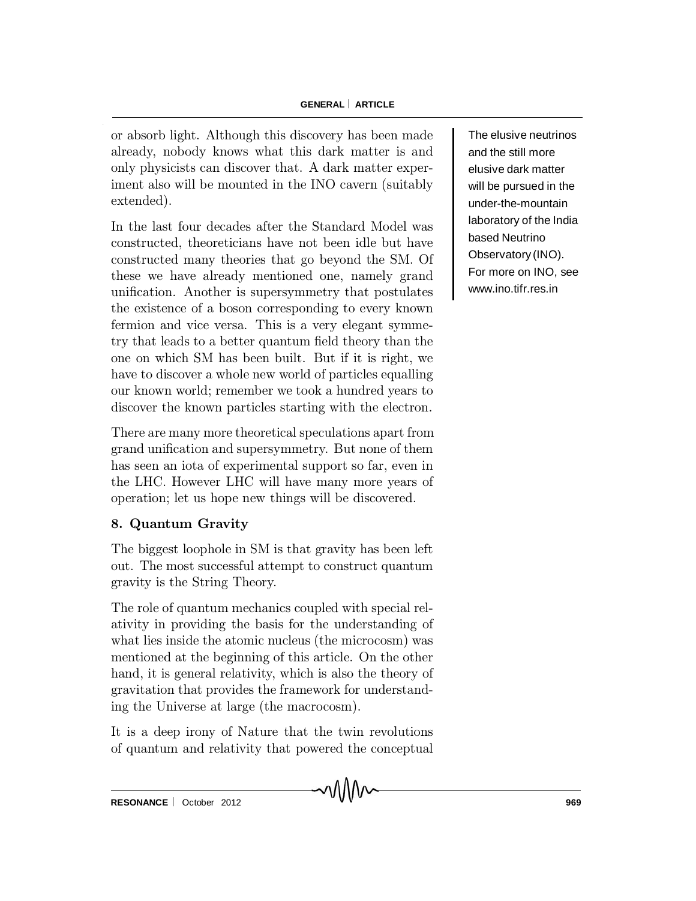or absorb light. Although this discovery has been made already, nobody knows what this dark matter is and only physicists can discover that. A dark matter experiment also will be mounted in the INO cavern (suitably extended).

The elusive neutrinos and the still more elusive dark matter will be pursued in the under-the-mountain laboratory of the India based Neutrino Observatory (INO). For more on INO, see www.ino.tifr.res.in

In the last four decades after the Standard Model was constructed, theoreticians have not been idle but have constructed many theories that go beyond the SM. Of these we have already mentioned one, namely grand unification. Another is supersymmetry that postulates the existence of a boson corresponding to every known fermion and vice versa. This is a very elegant symmetry that leads to a better quantum field theory than the one on which SM has been built. But if it is right, we have to discover a whole new world of particles equalling our known world; remember we took a hundred years to discover the known particles starting with the electron.

There are many more theoretical speculations apart from grand unification and supersymmetry. But none of them has seen an iota of experimental support so far, even in the LHC. However LHC will have many more years of operation; let us hope new things will be discovered.

## 8. Quantum Gravity

The biggest loophole in SM is that gravity has been left out. The most successful attempt to construct quantum gravity is the String Theory.

The role of quantum mechanics coupled with special relativity in providing the basis for the understanding of what lies inside the atomic nucleus (the microcosm) was mentioned at the beginning of this article. On the other hand, it is general relativity, which is also the theory of gravitation that provides the framework for understanding the Universe at large (the macrocosm).

It is a deep irony of Nature that the twin revolutions of quantum and relativity that powered the conceptual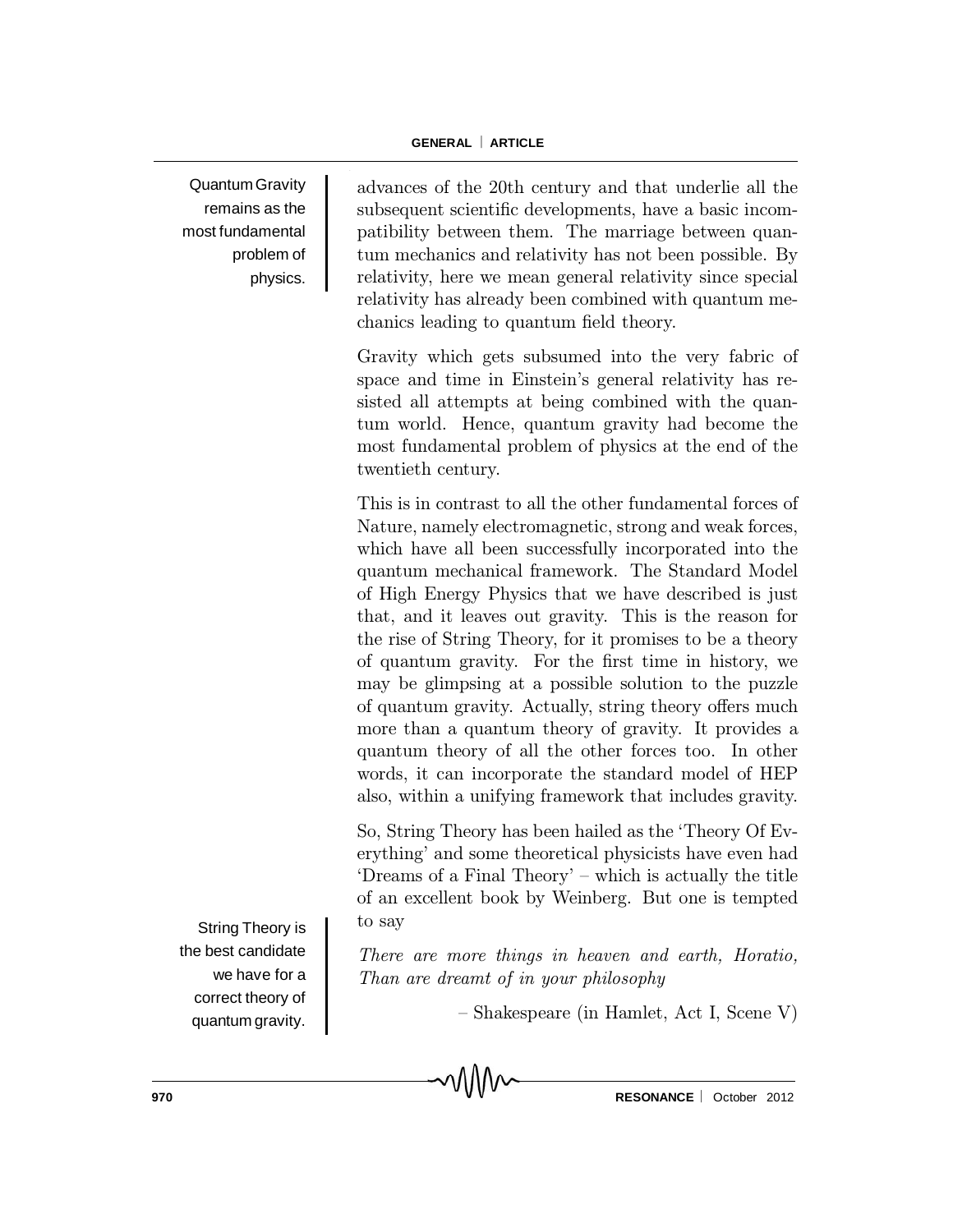Quantum Gravity remains as the most fundamental problem of physics.

advances of the 20th century and that underlie all the subsequent scientific developments, have a basic incompatibility between them. The marriage between quantum mechanics and relativity has not been possible. By relativity, here we mean general relativity since special relativity has already been combined with quantum mechanics leading to quantum field theory.

Gravity which gets subsumed into the very fabric of space and time in Einstein's general relativity has resisted all attempts at being combined with the quantum world. Hence, quantum gravity had become the most fundamental problem of physics at the end of the twentieth century.

This is in contrast to all the other fundamental forces of Nature, namely electromagnetic, strong and weak forces, which have all been successfully incorporated into the quantum mechanical framework. The Standard Model of High Energy Physics that we have described is just that, and it leaves out gravity. This is the reason for the rise of String Theory, for it promises to be a theory of quantum gravity. For the first time in history, we may be glimpsing at a possible solution to the puzzle of quantum gravity. Actually, string theory offers much more than a quantum theory of gravity. It provides a quantum theory of all the other forces too. In other words, it can incorporate the standard model of HEP also, within a unifying framework that includes gravity.

So, String Theory has been hailed as the 'Theory Of Everything' and some theoretical physicists have even had 'Dreams of a Final Theory' – which is actually the title of an excellent book by Weinberg. But one is tempted to say

String Theory is the best candidate we have for a correct theory of quantum gravity.

*There are more things in heaven and earth, Horatio,*
*Than are dreamt of in your philosophy*

– Shakespeare (in Hamlet, Act I, Scene V)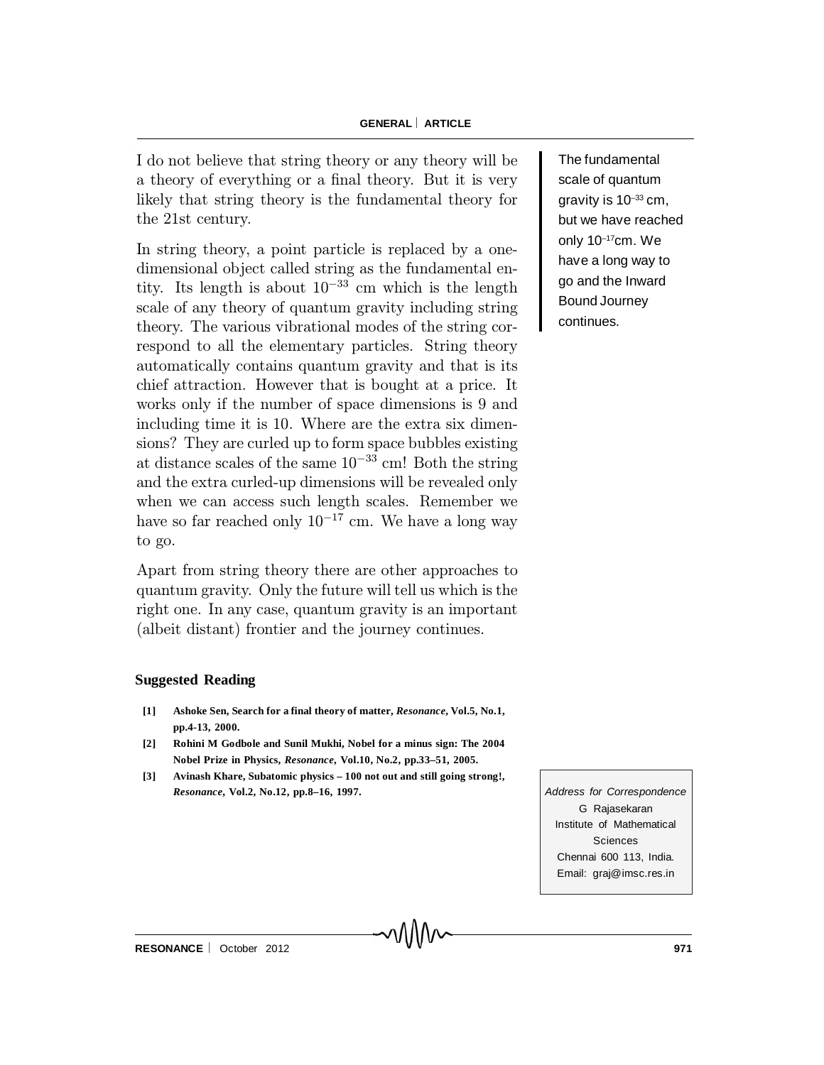I do not believe that string theory or any theory will be a theory of everything or a final theory. But it is very likely that string theory is the fundamental theory for the 21st century.

In string theory, a point particle is replaced by a one-dimensional object called string as the fundamental entity. Its length is about $10^{-33}$ cm which is the length scale of any theory of quantum gravity including string theory. The various vibrational modes of the string correspond to all the elementary particles. String theory automatically contains quantum gravity and that is its chief attraction. However that is bought at a price. It works only if the number of space dimensions is 9 and including time it is 10. Where are the extra six dimensions? They are curled up to form space bubbles existing at distance scales of the same $10^{-33}$ cm! Both the string and the extra curled-up dimensions will be revealed only when we can access such length scales. Remember we have so far reached only $10^{-17}$ cm. We have a long way to go.

The fundamental scale of quantum gravity is $10^{-33}$ cm, but we have reached only $10^{-17}$cm. We have a long way to go and the Inward Bound Journey continues.

Apart from string theory there are other approaches to quantum gravity. Only the future will tell us which is the right one. In any case, quantum gravity is an important (albeit distant) frontier and the journey continues.

## Suggested Reading

[1] Ashoke Sen, Search for a final theory of matter, *Resonance*, Vol.5, No.1, pp.4-13, 2000.

[2] Rohini M Godbole and Sunil Mukhi, Nobel for a minus sign: The 2004 Nobel Prize in Physics, *Resonance*, Vol.10, No.2, pp.33–51, 2005.

[3] Avinash Khare, Subatomic physics – 100 not out and still going strong!, *Resonance*, Vol.2, No.12, pp.8–16, 1997.

*Address for Correspondence*
G Rajasekaran
Institute of Mathematical Sciences
Chennai 600 113, India.
Email: graj@imsc.res.in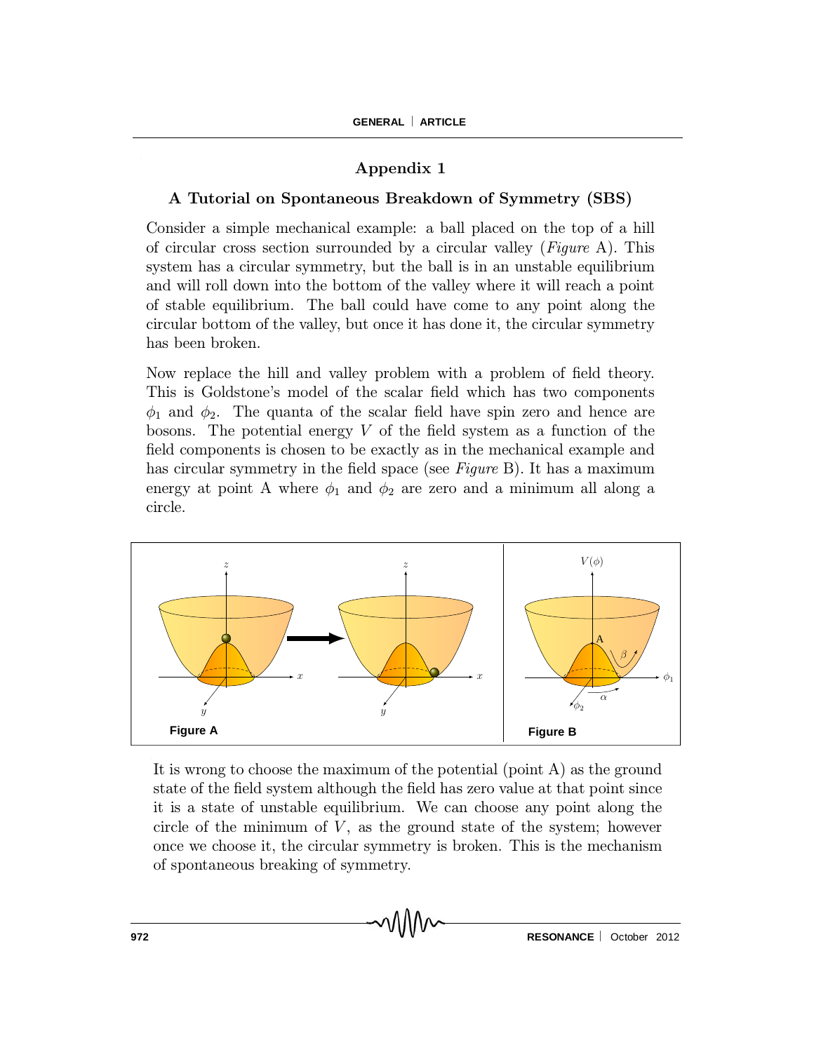## Appendix 1

### A Tutorial on Spontaneous Breakdown of Symmetry (SBS)

Consider a simple mechanical example: a ball placed on the top of a hill of circular cross section surrounded by a circular valley (*Figure* A). This system has a circular symmetry, but the ball is in an unstable equilibrium and will roll down into the bottom of the valley where it will reach a point of stable equilibrium. The ball could have come to any point along the circular bottom of the valley, but once it has done it, the circular symmetry has been broken.

Now replace the hill and valley problem with a problem of field theory. This is Goldstone's model of the scalar field which has two components $\phi_1$ and $\phi_2$. The quanta of the scalar field have spin zero and hence are bosons. The potential energy $V$ of the field system as a function of the field components is chosen to be exactly as in the mechanical example and has circular symmetry in the field space (see *Figure* B). It has a maximum energy at point A where $\phi_1$ and $\phi_2$ are zero and a minimum all along a circle.

**Figure A**

**Figure B**

It is wrong to choose the maximum of the potential (point A) as the ground state of the field system although the field has zero value at that point since it is a state of unstable equilibrium. We can choose any point along the circle of the minimum of $V$, as the ground state of the system; however once we choose it, the circular symmetry is broken. This is the mechanism of spontaneous breaking of symmetry.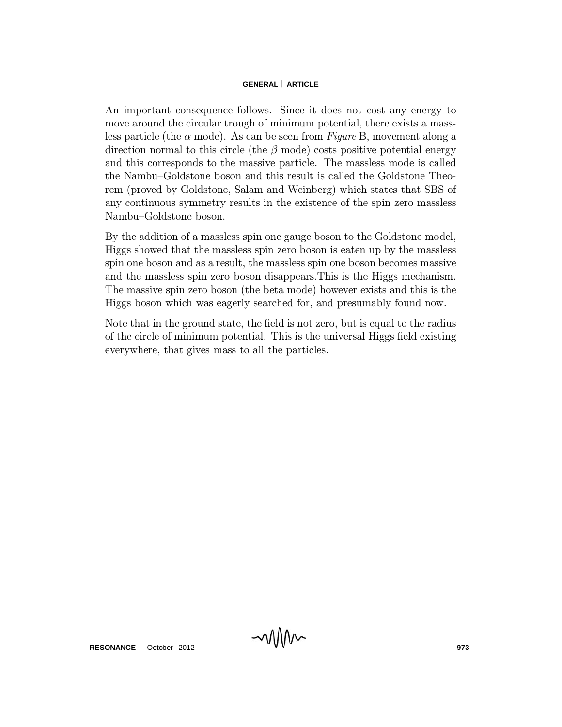An important consequence follows. Since it does not cost any energy to move around the circular trough of minimum potential, there exists a massless particle (the $\alpha$ mode). As can be seen from *Figure* B, movement along a direction normal to this circle (the $\beta$ mode) costs positive potential energy and this corresponds to the massive particle. The massless mode is called the Nambu–Goldstone boson and this result is called the Goldstone Theorem (proved by Goldstone, Salam and Weinberg) which states that SBS of any continuous symmetry results in the existence of the spin zero massless Nambu–Goldstone boson.

By the addition of a massless spin one gauge boson to the Goldstone model, Higgs showed that the massless spin zero boson is eaten up by the massless spin one boson and as a result, the massless spin one boson becomes massive and the massless spin zero boson disappears.This is the Higgs mechanism. The massive spin zero boson (the beta mode) however exists and this is the Higgs boson which was eagerly searched for, and presumably found now.

Note that in the ground state, the field is not zero, but is equal to the radius of the circle of minimum potential. This is the universal Higgs field existing everywhere, that gives mass to all the particles.